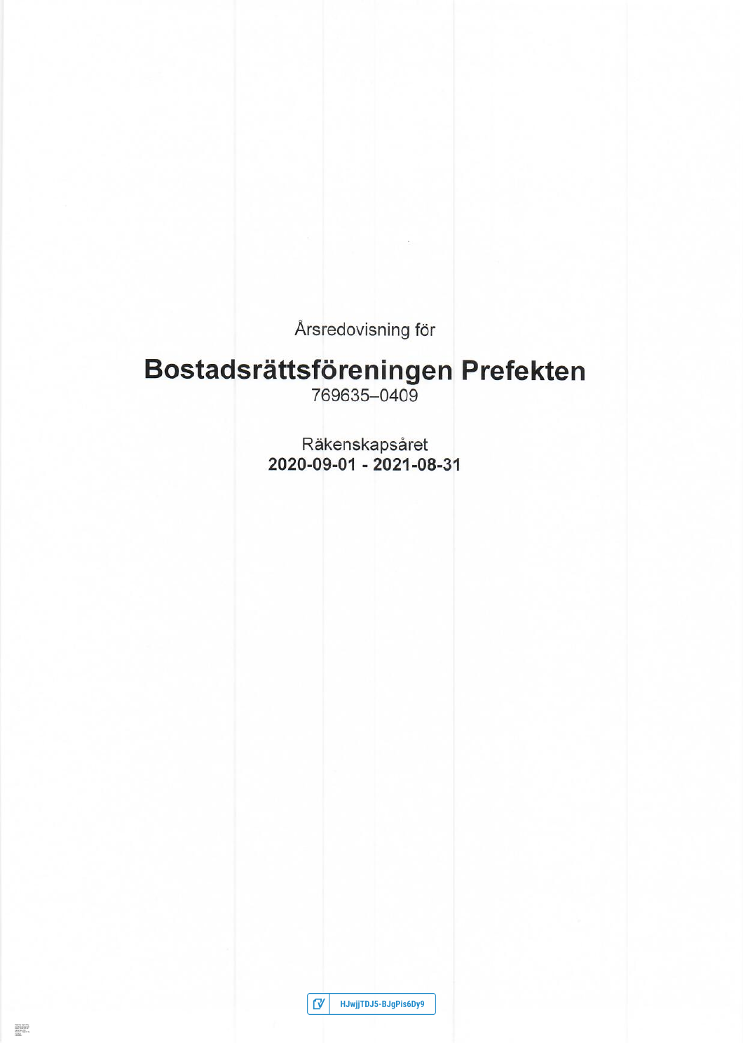Årsredovisning för

# Bostadsrättsföreningen Prefekten

769635–0409

Räkenskapsåret

**2020-09-01 - 2021-08-31**

HJwjjTDJ5-BJgPis6Dy9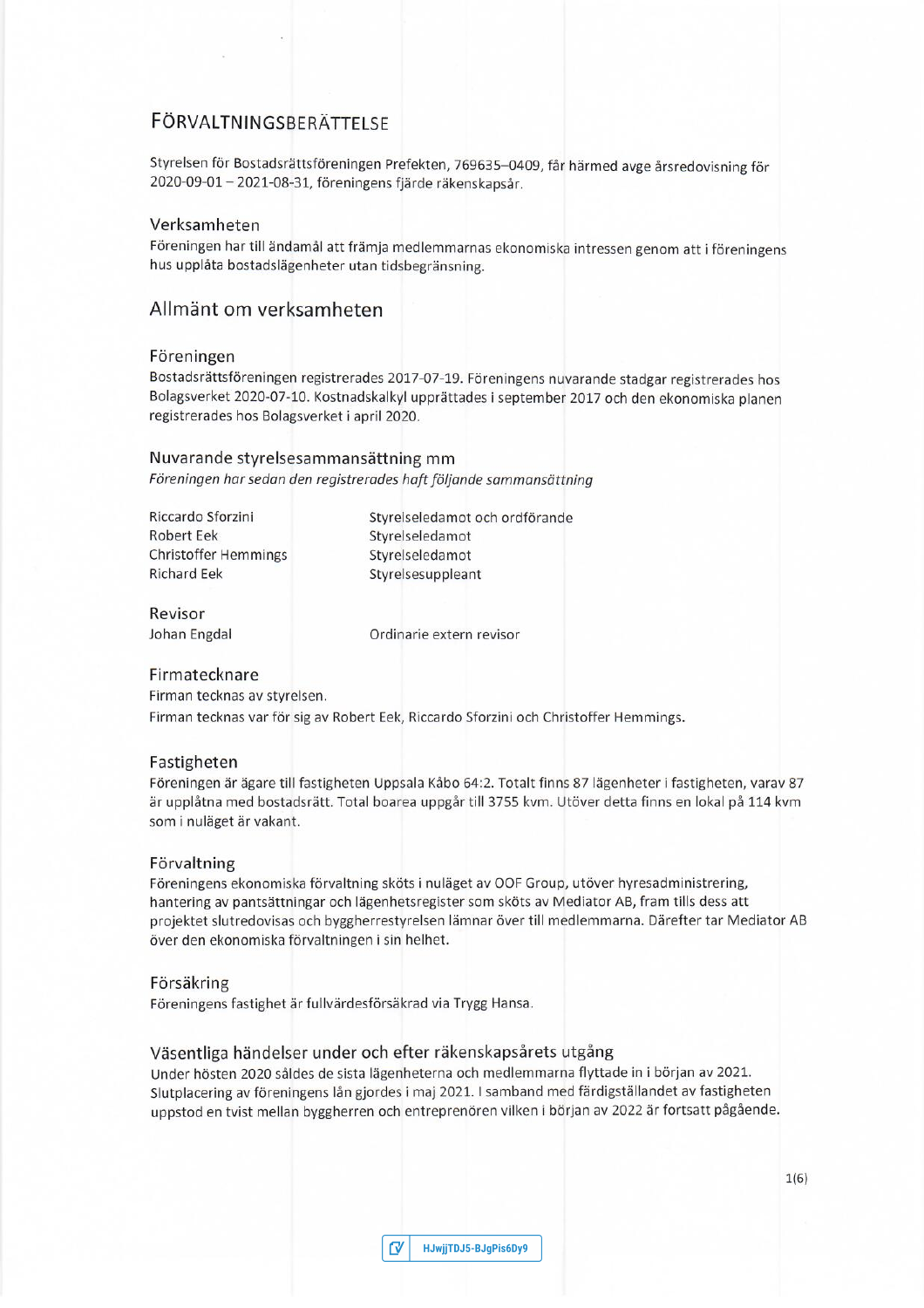# Förvaltningsberättelse

Styrelsen för Bostadsrättsföreningen Prefekten, 769635–0409, får härmed avge årsredovisning för 2020-09-01 – 2021-08-31, föreningens fjärde räkenskapsår.

### Verksamheten

Föreningen har till ändamål att främja medlemmarnas ekonomiska intressen genom att i föreningens hus upplåta bostadslägenheter utan tidsbegränsning.

## Allmänt om verksamheten

### Föreningen

Bostadsrättsföreningen registrerades 2017-07-19. Föreningens nuvarande stadgar registrerades hos Bolagsverket 2020-07-10. Kostnadskalkyl upprättades i september 2017 och den ekonomiska planen registrerades hos Bolagsverket i april 2020.

### Nuvarande styrelsesammansättning mm

*Föreningen har sedan den registrerades haft följande sammansättning*

| | |
|---|---|
| Riccardo Sforzini | Styrelseledamot och ordförande |
| Robert Eek | Styrelseledamot |
| Christoffer Hemmings | Styrelseledamot |
| Richard Eek | Styrelsesuppleant |

### Revisor

| | |
|---|---|
| Johan Engdal | Ordinarie extern revisor |

### Firmatecknare

Firman tecknas av styrelsen.

Firman tecknas var för sig av Robert Eek, Riccardo Sforzini och Christoffer Hemmings.

### Fastigheten

Föreningen är ägare till fastigheten Uppsala Kåbo 64:2. Totalt finns 87 lägenheter i fastigheten, varav 87 är upplåtna med bostadsrätt. Total boarea uppgår till 3755 kvm. Utöver detta finns en lokal på 114 kvm som i nuläget är vakant.

### Förvaltning

Föreningens ekonomiska förvaltning sköts i nuläget av OOF Group, utöver hyresadministrering, hantering av pantsättningar och lägenhetsregister som sköts av Mediator AB, fram tills dess att projektet slutredovisas och byggherrestyrelsen lämnar över till medlemmarna. Därefter tar Mediator AB över den ekonomiska förvaltningen i sin helhet.

### Försäkring

Föreningens fastighet är fullvärdesförsäkrad via Trygg Hansa.

### Väsentliga händelser under och efter räkenskapsårets utgång

Under hösten 2020 såldes de sista lägenheterna och medlemmarna flyttade in i början av 2021. Slutplacering av föreningens lån gjordes i maj 2021. I samband med färdigställandet av fastigheten uppstod en tvist mellan byggherren och entreprenören vilken i början av 2022 är fortsatt pågående.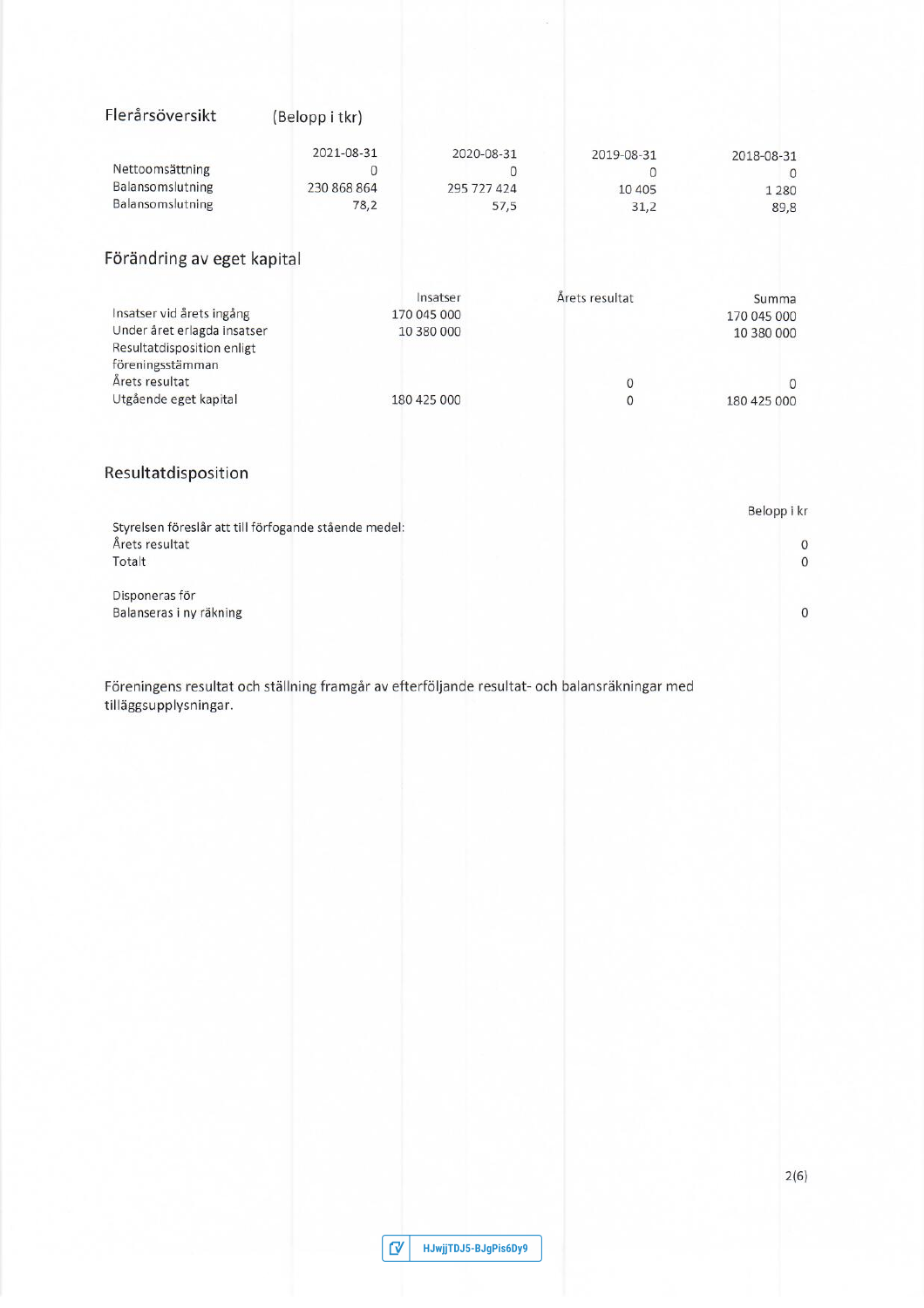## Flerårsöversikt (Belopp i tkr)

| | 2021-08-31 | 2020-08-31 | 2019-08-31 | 2018-08-31 |
|---|---|---|---|---|
| Nettoomsättning | 0 | 0 | 0 | 0 |
| Balansomslutning | 230 868 864 | 295 727 424 | 10 405 | 1 280 |
| Balansomslutning | 78,2 | 57,5 | 31,2 | 89,8 |

## Förändring av eget kapital

| | Insatser | Årets resultat | Summa |
|---|---|---|---|
| Insatser vid årets ingång | 170 045 000 | | 170 045 000 |
| Under året erlagda insatser | 10 380 000 | | 10 380 000 |
| Resultatdisposition enligt föreningsstämman | | | |
| Årets resultat | | 0 | 0 |
| Utgående eget kapital | 180 425 000 | 0 | 180 425 000 |

## Resultatdisposition

| | Belopp i kr |
|---|---|
| Styrelsen föreslår att till förfogande stående medel: | |
| Årets resultat | 0 |
| Totalt | 0 |
| | |
| Disponeras för | |
| Balanseras i ny räkning | 0 |

Föreningens resultat och ställning framgår av efterföljande resultat- och balansräkningar med tilläggsupplysningar.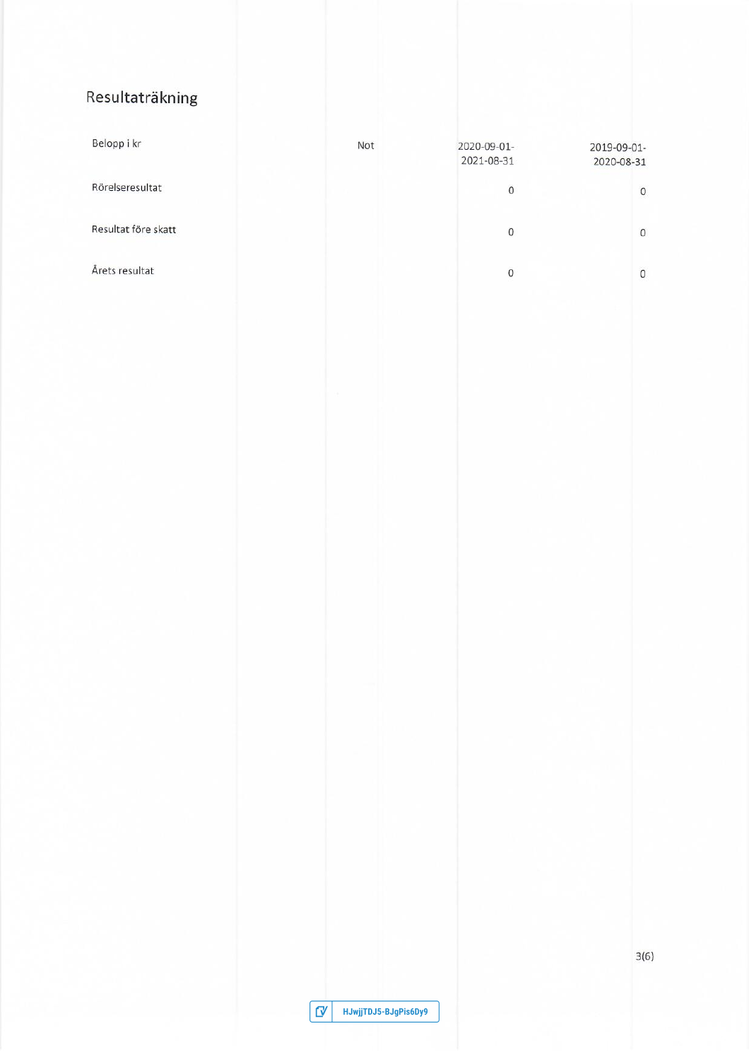# Resultaträkning

| Belopp i kr | Not | 2020-09-01-2021-08-31 | 2019-09-01-2020-08-31 |
|---|---|---|---|
| Rörelseresultat | | 0 | 0 |
| Resultat före skatt | | 0 | 0 |
| Årets resultat | | 0 | 0 |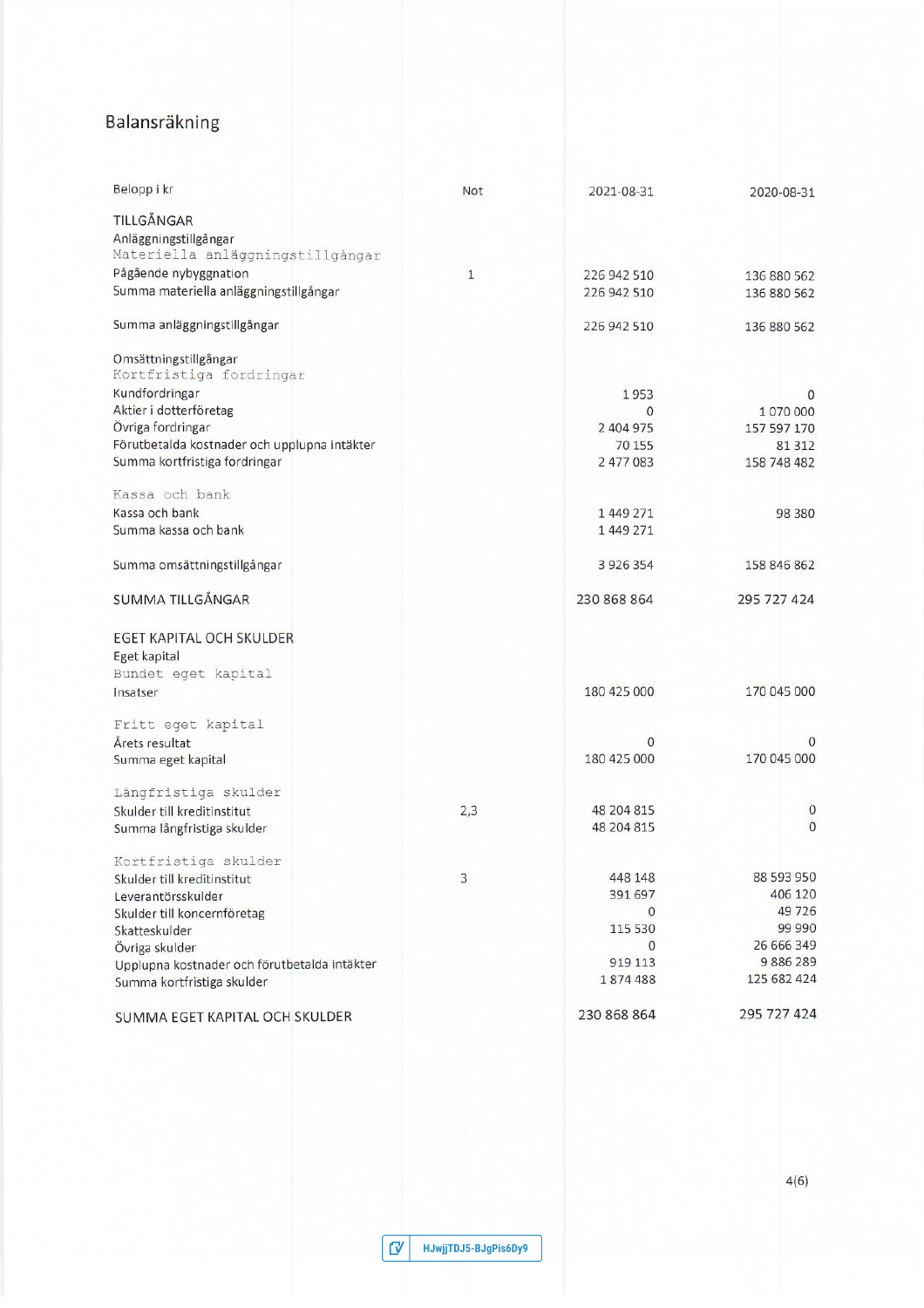# Balansräkning

| Belopp i kr | Not | 2021-08-31 | 2020-08-31 |
|---|---|---|---|
| **TILLGÅNGAR** | | | |
| Anläggningstillgångar | | | |
| *Materiella anläggningstillgångar* | | | |
| Pågående nybyggnation | 1 | 226 942 510 | 136 880 562 |
| Summa materiella anläggningstillgångar | | 226 942 510 | 136 880 562 |
| | | | |
| Summa anläggningstillgångar | | 226 942 510 | 136 880 562 |
| | | | |
| Omsättningstillgångar | | | |
| *Kortfristiga fordringar* | | | |
| Kundfordringar | | 1 953 | 0 |
| Aktier i dotterföretag | | 0 | 1 070 000 |
| Övriga fordringar | | 2 404 975 | 157 597 170 |
| Förutbetalda kostnader och upplupna intäkter | | 70 155 | 81 312 |
| Summa kortfristiga fordringar | | 2 477 083 | 158 748 482 |
| | | | |
| *Kassa och bank* | | | |
| Kassa och bank | | 1 449 271 | 98 380 |
| Summa kassa och bank | | 1 449 271 | |
| | | | |
| Summa omsättningstillgångar | | 3 926 354 | 158 846 862 |
| | | | |
| **SUMMA TILLGÅNGAR** | | 230 868 864 | 295 727 424 |
| | | | |
| **EGET KAPITAL OCH SKULDER** | | | |
| Eget kapital | | | |
| *Bundet eget kapital* | | | |
| Insatser | | 180 425 000 | 170 045 000 |
| | | | |
| *Fritt eget kapital* | | | |
| Årets resultat | | 0 | 0 |
| Summa eget kapital | | 180 425 000 | 170 045 000 |
| | | | |
| *Långfristiga skulder* | | | |
| Skulder till kreditinstitut | 2,3 | 48 204 815 | 0 |
| Summa långfristiga skulder | | 48 204 815 | 0 |
| | | | |
| *Kortfristiga skulder* | | | |
| Skulder till kreditinstitut | 3 | 448 148 | 88 593 950 |
| Leverantörsskulder | | 391 697 | 406 120 |
| Skulder till koncernföretag | | 0 | 49 726 |
| Skatteskulder | | 115 530 | 99 990 |
| Övriga skulder | | 0 | 26 666 349 |
| Upplupna kostnader och förutbetalda intäkter | | 919 113 | 9 886 289 |
| Summa kortfristiga skulder | | 1 874 488 | 125 682 424 |
| | | | |
| **SUMMA EGET KAPITAL OCH SKULDER** | | 230 868 864 | 295 727 424 |

HJwjjTDJ5-BJgPis6Dy9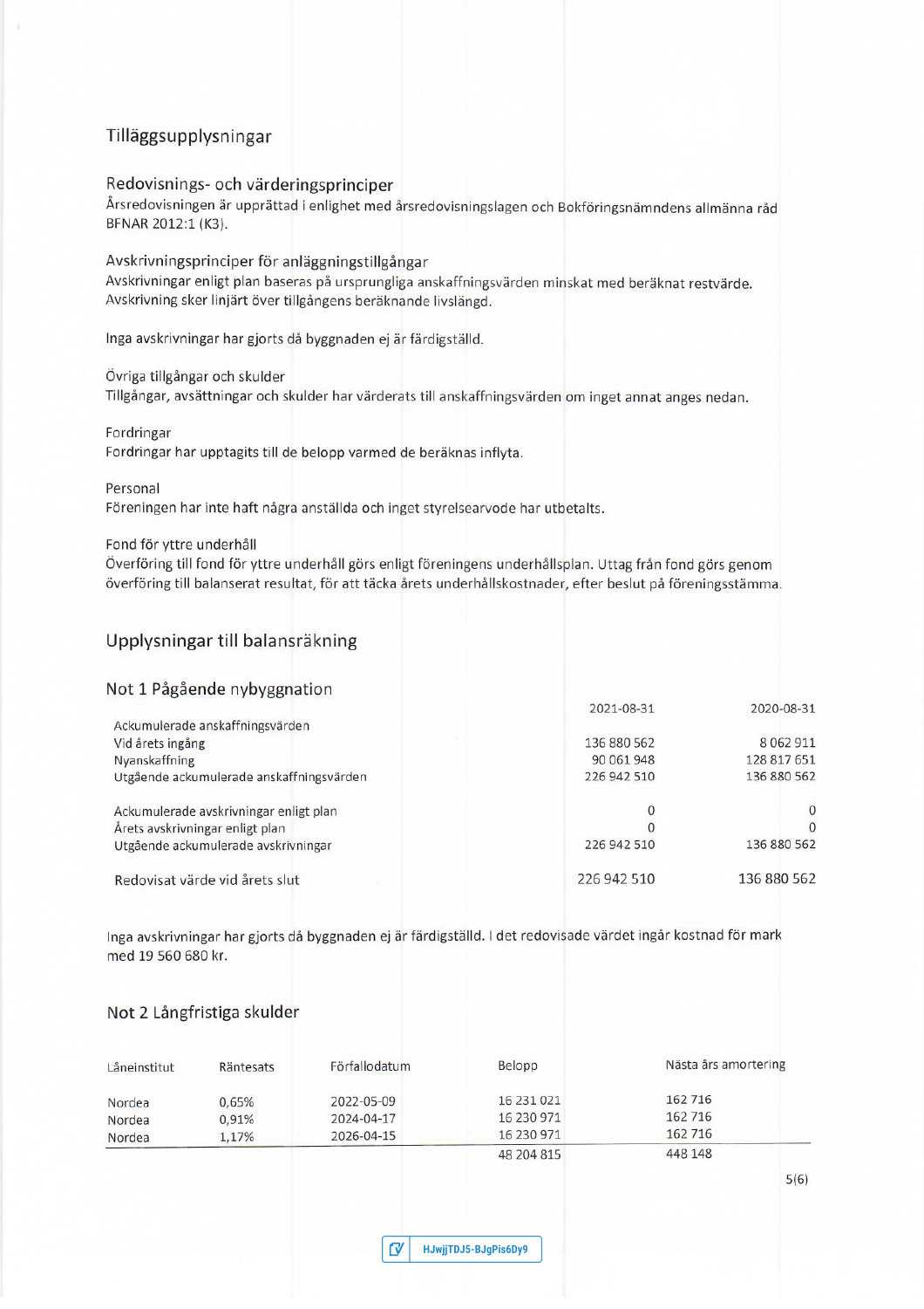# Tilläggsupplysningar

## Redovisnings- och värderingsprinciper

Årsredovisningen är upprättad i enlighet med årsredovisningslagen och Bokföringsnämndens allmänna råd BFNAR 2012:1 (K3).

### Avskrivningsprinciper för anläggningstillgångar

Avskrivningar enligt plan baseras på ursprungliga anskaffningsvärden minskat med beräknat restvärde. Avskrivning sker linjärt över tillgångens beräknande livslängd.

Inga avskrivningar har gjorts då byggnaden ej är färdigställd.

### Övriga tillgångar och skulder

Tillgångar, avsättningar och skulder har värderats till anskaffningsvärden om inget annat anges nedan.

### Fordringar

Fordringar har upptagits till de belopp varmed de beräknas inflyta.

### Personal

Föreningen har inte haft några anställda och inget styrelsearvode har utbetalts.

### Fond för yttre underhåll

Överföring till fond för yttre underhåll görs enligt föreningens underhållsplan. Uttag från fond görs genom överföring till balanserat resultat, för att täcka årets underhållskostnader, efter beslut på föreningsstämma.

## Upplysningar till balansräkning

### Not 1 Pågående nybyggnation

| | 2021-08-31 | 2020-08-31 |
|---|---|---|
| Ackumulerade anskaffningsvärden | | |
| Vid årets ingång | 136 880 562 | 8 062 911 |
| Nyanskaffning | 90 061 948 | 128 817 651 |
| Utgående ackumulerade anskaffningsvärden | 226 942 510 | 136 880 562 |
| | | |
| Ackumulerade avskrivningar enligt plan | 0 | 0 |
| Årets avskrivningar enligt plan | 0 | 0 |
| Utgående ackumulerade avskrivningar | 226 942 510 | 136 880 562 |
| | | |
| Redovisat värde vid årets slut | 226 942 510 | 136 880 562 |

Inga avskrivningar har gjorts då byggnaden ej är färdigställd. I det redovisade värdet ingår kostnad för mark med 19 560 680 kr.

### Not 2 Långfristiga skulder

| Låneinstitut | Räntesats | Förfallodatum | Belopp | Nästa års amortering |
|---|---|---|---|---|
| Nordea | 0,65% | 2022-05-09 | 16 231 021 | 162 716 |
| Nordea | 0,91% | 2024-04-17 | 16 230 971 | 162 716 |
| Nordea | 1,17% | 2026-04-15 | 16 230 971 | 162 716 |
| | | | 48 204 815 | 448 148 |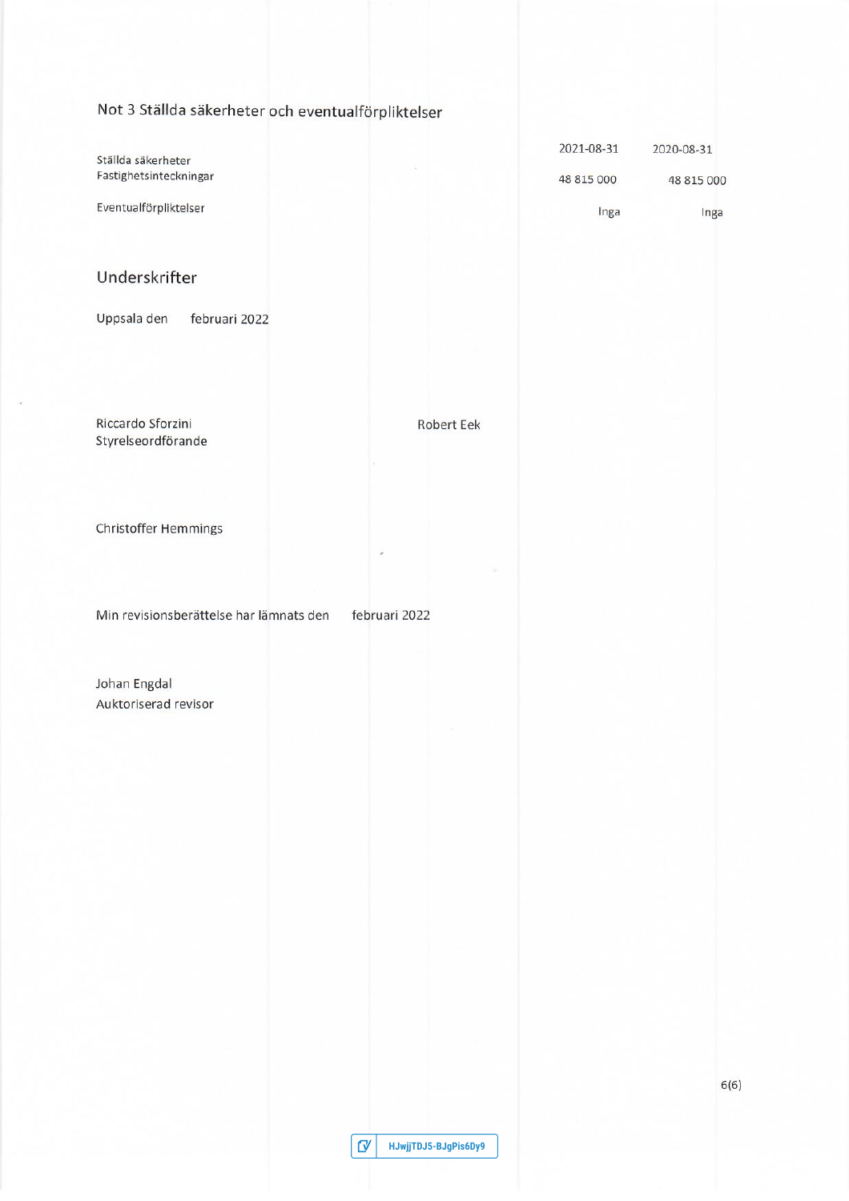## Not 3 Ställda säkerheter och eventualförpliktelser

| | 2021-08-31 | 2020-08-31 |
|---|---|---|
| Ställda säkerheter | | |
| Fastighetsinteckningar | 48 815 000 | 48 815 000 |
| Eventualförpliktelser | Inga | Inga |

## Underskrifter

Uppsala den     februari 2022

Riccardo Sforzini
Styrelseordförande

Robert Eek

Christoffer Hemmings

Min revisionsberättelse har lämnats den     februari 2022

Johan Engdal
Auktoriserad revisor

HJwjjTDJ5-BJgPis6Dy9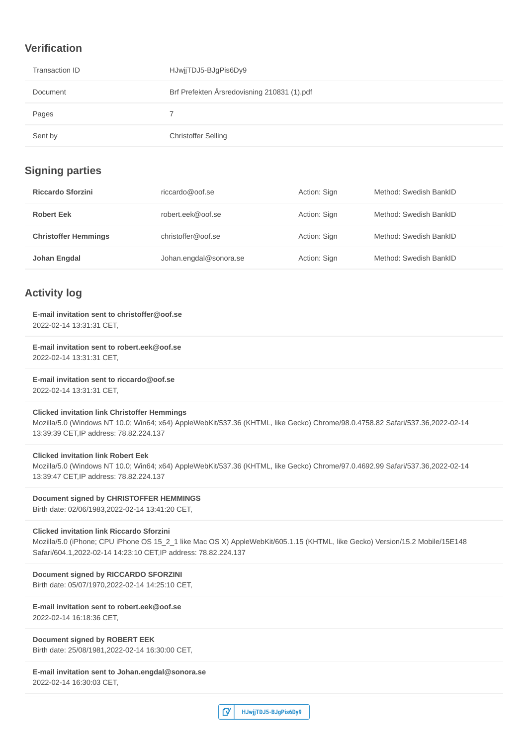## Verification

| Transaction ID | HJwjjTDJ5-BJgPis6Dy9 |
|---|---|
| Document | Brf Prefekten Årsredovisning 210831 (1).pdf |
| Pages | 7 |
| Sent by | Christoffer Selling |

## Signing parties

| **Riccardo Sforzini** | riccardo@oof.se | Action: Sign | Method: Swedish BankID |
|---|---|---|---|
| **Robert Eek** | robert.eek@oof.se | Action: Sign | Method: Swedish BankID |
| **Christoffer Hemmings** | christoffer@oof.se | Action: Sign | Method: Swedish BankID |
| **Johan Engdal** | Johan.engdal@sonora.se | Action: Sign | Method: Swedish BankID |

## Activity log

**E-mail invitation sent to christoffer@oof.se**
2022-02-14 13:31:31 CET,

**E-mail invitation sent to robert.eek@oof.se**
2022-02-14 13:31:31 CET,

**E-mail invitation sent to riccardo@oof.se**
2022-02-14 13:31:31 CET,

**Clicked invitation link Christoffer Hemmings**
Mozilla/5.0 (Windows NT 10.0; Win64; x64) AppleWebKit/537.36 (KHTML, like Gecko) Chrome/98.0.4758.82 Safari/537.36,2022-02-14 13:39:39 CET,IP address: 78.82.224.137

**Clicked invitation link Robert Eek**
Mozilla/5.0 (Windows NT 10.0; Win64; x64) AppleWebKit/537.36 (KHTML, like Gecko) Chrome/97.0.4692.99 Safari/537.36,2022-02-14 13:39:47 CET,IP address: 78.82.224.137

**Document signed by CHRISTOFFER HEMMINGS**
Birth date: 02/06/1983,2022-02-14 13:41:20 CET,

**Clicked invitation link Riccardo Sforzini**
Mozilla/5.0 (iPhone; CPU iPhone OS 15_2_1 like Mac OS X) AppleWebKit/605.1.15 (KHTML, like Gecko) Version/15.2 Mobile/15E148 Safari/604.1,2022-02-14 14:23:10 CET,IP address: 78.82.224.137

**Document signed by RICCARDO SFORZINI**
Birth date: 05/07/1970,2022-02-14 14:25:10 CET,

**E-mail invitation sent to robert.eek@oof.se**
2022-02-14 16:18:36 CET,

**Document signed by ROBERT EEK**
Birth date: 25/08/1981,2022-02-14 16:30:00 CET,

**E-mail invitation sent to Johan.engdal@sonora.se**
2022-02-14 16:30:03 CET,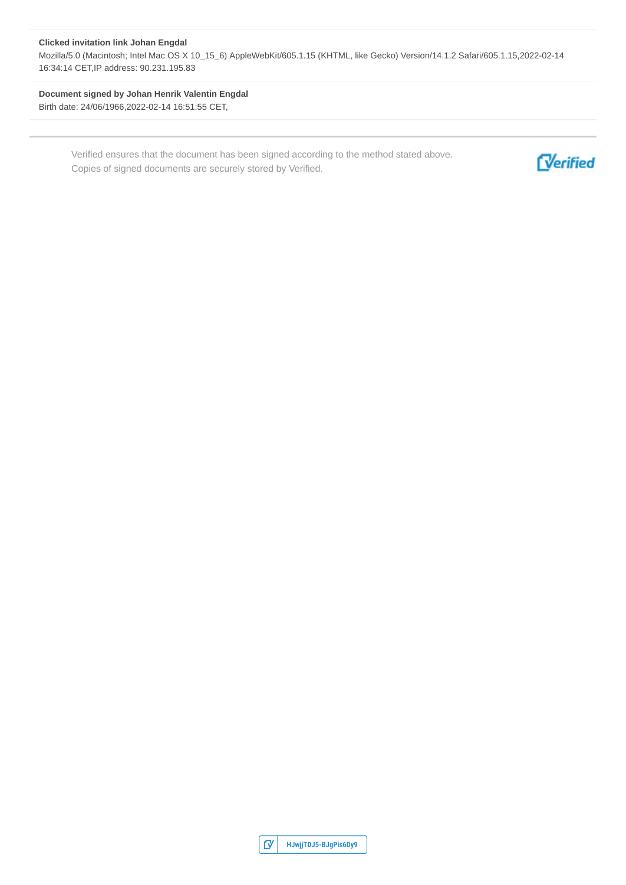**Clicked invitation link Johan Engdal**
Mozilla/5.0 (Macintosh; Intel Mac OS X 10_15_6) AppleWebKit/605.1.15 (KHTML, like Gecko) Version/14.1.2 Safari/605.1.15,2022-02-14 16:34:14 CET,IP address: 90.231.195.83

**Document signed by Johan Henrik Valentin Engdal**
Birth date: 24/06/1966,2022-02-14 16:51:55 CET,

---

Verified ensures that the document has been signed according to the method stated above.
Copies of signed documents are securely stored by Verified.

Verified

HJwjjTDJ5-BJgPis6Dy9